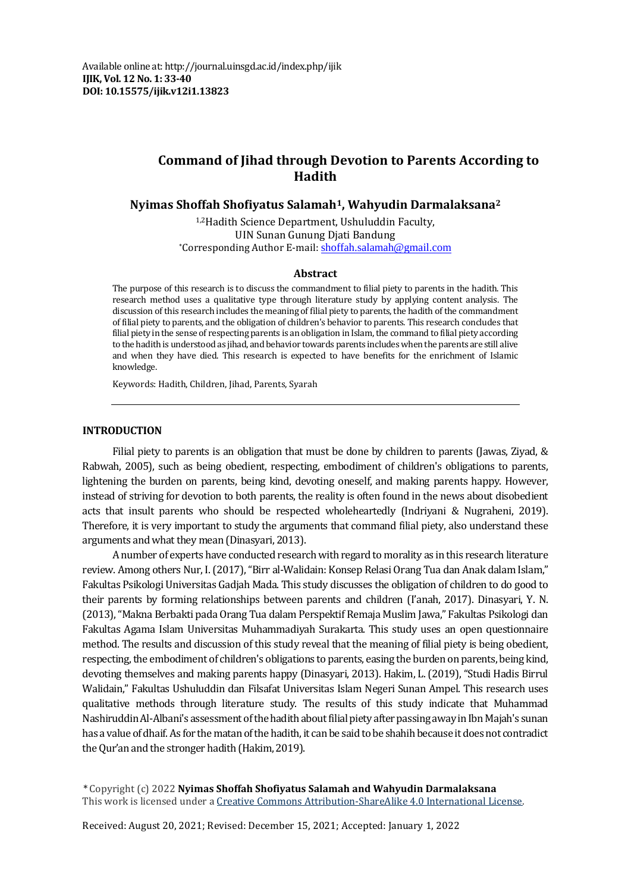Available online at: http://journal.uinsgd.ac.id/index.php/ijik
**IJIK, Vol. 12 No. 1: 33-40**
**DOI: 10.15575/ijik.v12i1.13823**

# Command of Jihad through Devotion to Parents According to Hadith

**Nyimas Shoffah Shofiyatus Salamah[1], Wahyudin Darmalaksana[2]**

[1,2]Hadith Science Department, Ushuluddin Faculty,
UIN Sunan Gunung Djati Bandung
*Corresponding Author E-mail: shoffah.salamah@gmail.com

## Abstract

The purpose of this research is to discuss the commandment to filial piety to parents in the hadith. This research method uses a qualitative type through literature study by applying content analysis. The discussion of this research includes the meaning of filial piety to parents, the hadith of the commandment of filial piety to parents, and the obligation of children's behavior to parents. This research concludes that filial piety in the sense of respecting parents is an obligation in Islam, the command to filial piety according to the hadith is understood as jihad, and behavior towards parents includes when the parents are still alive and when they have died. This research is expected to have benefits for the enrichment of Islamic knowledge.

Keywords: Hadith, Children, Jihad, Parents, Syarah

## INTRODUCTION

Filial piety to parents is an obligation that must be done by children to parents (Jawas, Ziyad, & Rabwah, 2005), such as being obedient, respecting, embodiment of children's obligations to parents, lightening the burden on parents, being kind, devoting oneself, and making parents happy. However, instead of striving for devotion to both parents, the reality is often found in the news about disobedient acts that insult parents who should be respected wholeheartedly (Indriyani & Nugraheni, 2019). Therefore, it is very important to study the arguments that command filial piety, also understand these arguments and what they mean (Dinasyari, 2013).

A number of experts have conducted research with regard to morality as in this research literature review. Among others Nur, I. (2017), "Birr al-Walidain: Konsep Relasi Orang Tua dan Anak dalam Islam," Fakultas Psikologi Universitas Gadjah Mada. This study discusses the obligation of children to do good to their parents by forming relationships between parents and children (I'anah, 2017). Dinasyari, Y. N. (2013), "Makna Berbakti pada Orang Tua dalam Perspektif Remaja Muslim Jawa," Fakultas Psikologi dan Fakultas Agama Islam Universitas Muhammadiyah Surakarta. This study uses an open questionnaire method. The results and discussion of this study reveal that the meaning of filial piety is being obedient, respecting, the embodiment of children's obligations to parents, easing the burden on parents, being kind, devoting themselves and making parents happy (Dinasyari, 2013). Hakim, L. (2019), "Studi Hadis Birrul Walidain," Fakultas Ushuluddin dan Filsafat Universitas Islam Negeri Sunan Ampel. This research uses qualitative methods through literature study. The results of this study indicate that Muhammad Nashiruddin Al-Albani's assessment of the hadith about filial piety after passing away in Ibn Majah's sunan has a value of dhaif. As for the matan of the hadith, it can be said to be shahih because it does not contradict the Qur'an and the stronger hadith (Hakim, 2019).

* Copyright (c) 2022 **Nyimas Shoffah Shofiyatus Salamah and Wahyudin Darmalaksana**
This work is licensed under a Creative Commons Attribution-ShareAlike 4.0 International License.

Received: August 20, 2021; Revised: December 15, 2021; Accepted: January 1, 2022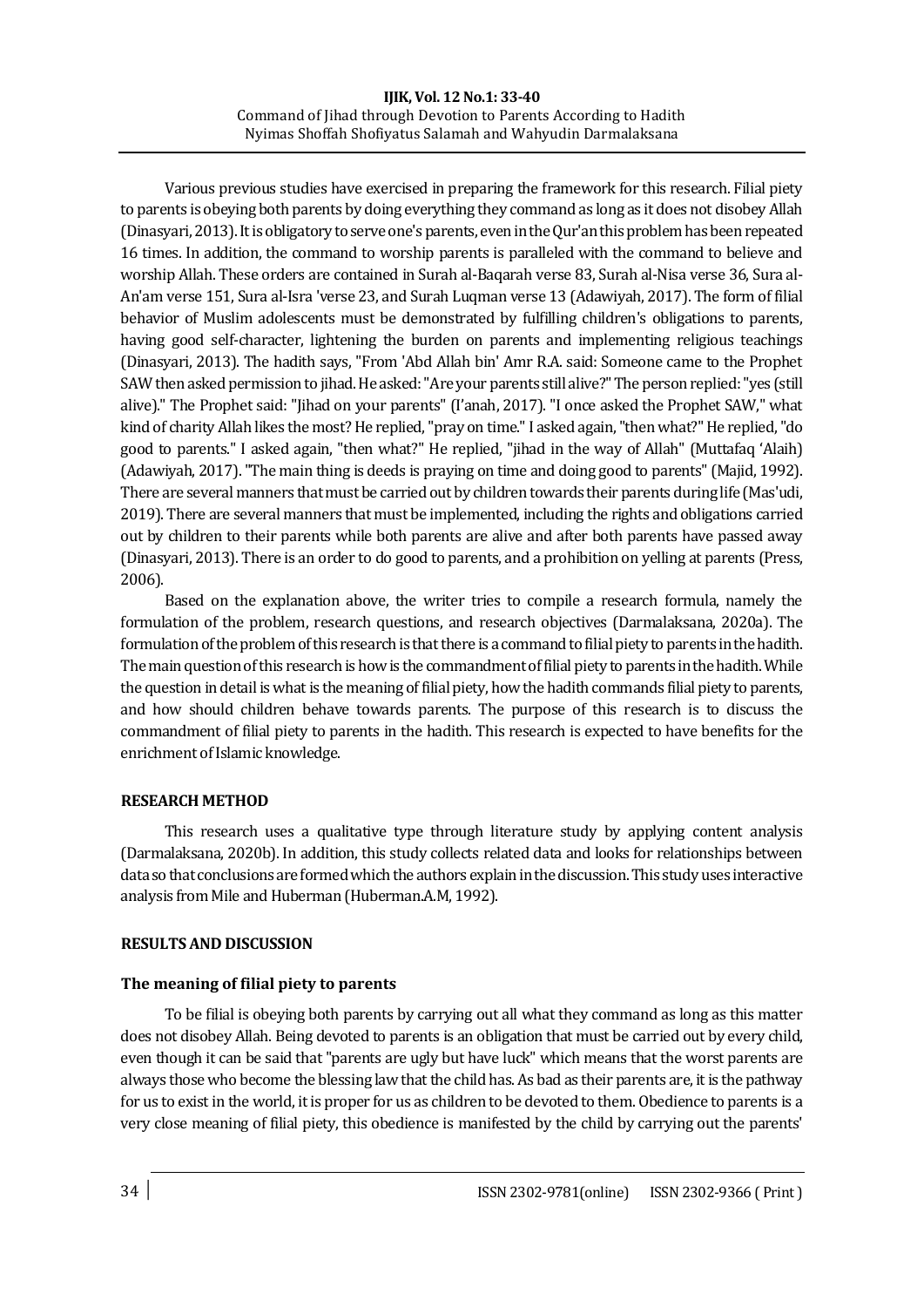Various previous studies have exercised in preparing the framework for this research. Filial piety to parents is obeying both parents by doing everything they command as long as it does not disobey Allah (Dinasyari, 2013). It is obligatory to serve one's parents, even in the Qur'an this problem has been repeated 16 times. In addition, the command to worship parents is paralleled with the command to believe and worship Allah. These orders are contained in Surah al-Baqarah verse 83, Surah al-Nisa verse 36, Sura al-An'am verse 151, Sura al-Isra 'verse 23, and Surah Luqman verse 13 (Adawiyah, 2017). The form of filial behavior of Muslim adolescents must be demonstrated by fulfilling children's obligations to parents, having good self-character, lightening the burden on parents and implementing religious teachings (Dinasyari, 2013). The hadith says, "From 'Abd Allah bin' Amr R.A. said: Someone came to the Prophet SAW then asked permission to jihad. He asked: "Are your parents still alive?" The person replied: "yes (still alive)." The Prophet said: "Jihad on your parents" (I'anah, 2017). "I once asked the Prophet SAW," what kind of charity Allah likes the most? He replied, "pray on time." I asked again, "then what?" He replied, "do good to parents." I asked again, "then what?" He replied, "jihad in the way of Allah" (Muttafaq 'Alaih) (Adawiyah, 2017). "The main thing is deeds is praying on time and doing good to parents" (Majid, 1992). There are several manners that must be carried out by children towards their parents during life (Mas'udi, 2019). There are several manners that must be implemented, including the rights and obligations carried out by children to their parents while both parents are alive and after both parents have passed away (Dinasyari, 2013). There is an order to do good to parents, and a prohibition on yelling at parents (Press, 2006).

Based on the explanation above, the writer tries to compile a research formula, namely the formulation of the problem, research questions, and research objectives (Darmalaksana, 2020a). The formulation of the problem of this research is that there is a command to filial piety to parents in the hadith. The main question of this research is how is the commandment of filial piety to parents in the hadith. While the question in detail is what is the meaning of filial piety, how the hadith commands filial piety to parents, and how should children behave towards parents. The purpose of this research is to discuss the commandment of filial piety to parents in the hadith. This research is expected to have benefits for the enrichment of Islamic knowledge.

## RESEARCH METHOD

This research uses a qualitative type through literature study by applying content analysis (Darmalaksana, 2020b). In addition, this study collects related data and looks for relationships between data so that conclusions are formed which the authors explain in the discussion. This study uses interactive analysis from Mile and Huberman (Huberman.A.M, 1992).

## RESULTS AND DISCUSSION

### The meaning of filial piety to parents

To be filial is obeying both parents by carrying out all what they command as long as this matter does not disobey Allah. Being devoted to parents is an obligation that must be carried out by every child, even though it can be said that "parents are ugly but have luck" which means that the worst parents are always those who become the blessing law that the child has. As bad as their parents are, it is the pathway for us to exist in the world, it is proper for us as children to be devoted to them. Obedience to parents is a very close meaning of filial piety, this obedience is manifested by the child by carrying out the parents'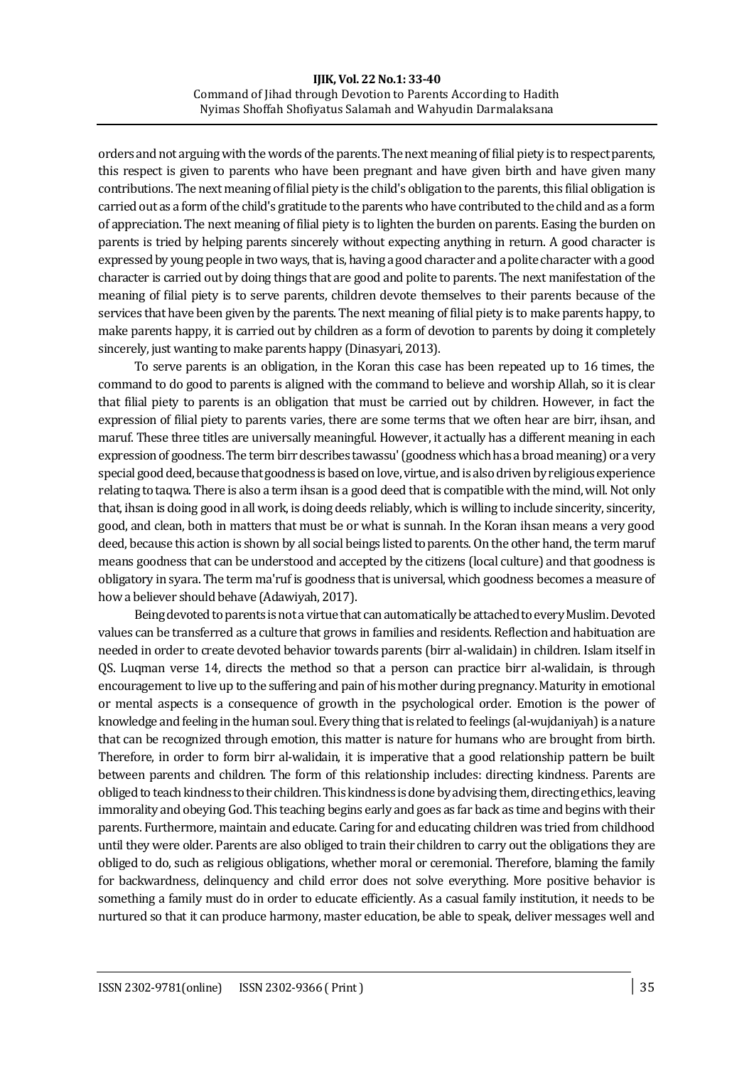orders and not arguing with the words of the parents. The next meaning of filial piety is to respect parents, this respect is given to parents who have been pregnant and have given birth and have given many contributions. The next meaning of filial piety is the child's obligation to the parents, this filial obligation is carried out as a form of the child's gratitude to the parents who have contributed to the child and as a form of appreciation. The next meaning of filial piety is to lighten the burden on parents. Easing the burden on parents is tried by helping parents sincerely without expecting anything in return. A good character is expressed by young people in two ways, that is, having a good character and a polite character with a good character is carried out by doing things that are good and polite to parents. The next manifestation of the meaning of filial piety is to serve parents, children devote themselves to their parents because of the services that have been given by the parents. The next meaning of filial piety is to make parents happy, to make parents happy, it is carried out by children as a form of devotion to parents by doing it completely sincerely, just wanting to make parents happy (Dinasyari, 2013).

To serve parents is an obligation, in the Koran this case has been repeated up to 16 times, the command to do good to parents is aligned with the command to believe and worship Allah, so it is clear that filial piety to parents is an obligation that must be carried out by children. However, in fact the expression of filial piety to parents varies, there are some terms that we often hear are birr, ihsan, and maruf. These three titles are universally meaningful. However, it actually has a different meaning in each expression of goodness. The term birr describes tawassu' (goodness which has a broad meaning) or a very special good deed, because that goodness is based on love, virtue, and is also driven by religious experience relating to taqwa. There is also a term ihsan is a good deed that is compatible with the mind, will. Not only that, ihsan is doing good in all work, is doing deeds reliably, which is willing to include sincerity, sincerity, good, and clean, both in matters that must be or what is sunnah. In the Koran ihsan means a very good deed, because this action is shown by all social beings listed to parents. On the other hand, the term maruf means goodness that can be understood and accepted by the citizens (local culture) and that goodness is obligatory in syara. The term ma'ruf is goodness that is universal, which goodness becomes a measure of how a believer should behave (Adawiyah, 2017).

Being devoted to parents is not a virtue that can automatically be attached to every Muslim. Devoted values can be transferred as a culture that grows in families and residents. Reflection and habituation are needed in order to create devoted behavior towards parents (birr al-walidain) in children. Islam itself in QS. Luqman verse 14, directs the method so that a person can practice birr al-walidain, is through encouragement to live up to the suffering and pain of his mother during pregnancy. Maturity in emotional or mental aspects is a consequence of growth in the psychological order. Emotion is the power of knowledge and feeling in the human soul. Every thing that is related to feelings (al-wujdaniyah) is a nature that can be recognized through emotion, this matter is nature for humans who are brought from birth. Therefore, in order to form birr al-walidain, it is imperative that a good relationship pattern be built between parents and children. The form of this relationship includes: directing kindness. Parents are obliged to teach kindness to their children. This kindness is done by advising them, directing ethics, leaving immorality and obeying God. This teaching begins early and goes as far back as time and begins with their parents. Furthermore, maintain and educate. Caring for and educating children was tried from childhood until they were older. Parents are also obliged to train their children to carry out the obligations they are obliged to do, such as religious obligations, whether moral or ceremonial. Therefore, blaming the family for backwardness, delinquency and child error does not solve everything. More positive behavior is something a family must do in order to educate efficiently. As a casual family institution, it needs to be nurtured so that it can produce harmony, master education, be able to speak, deliver messages well and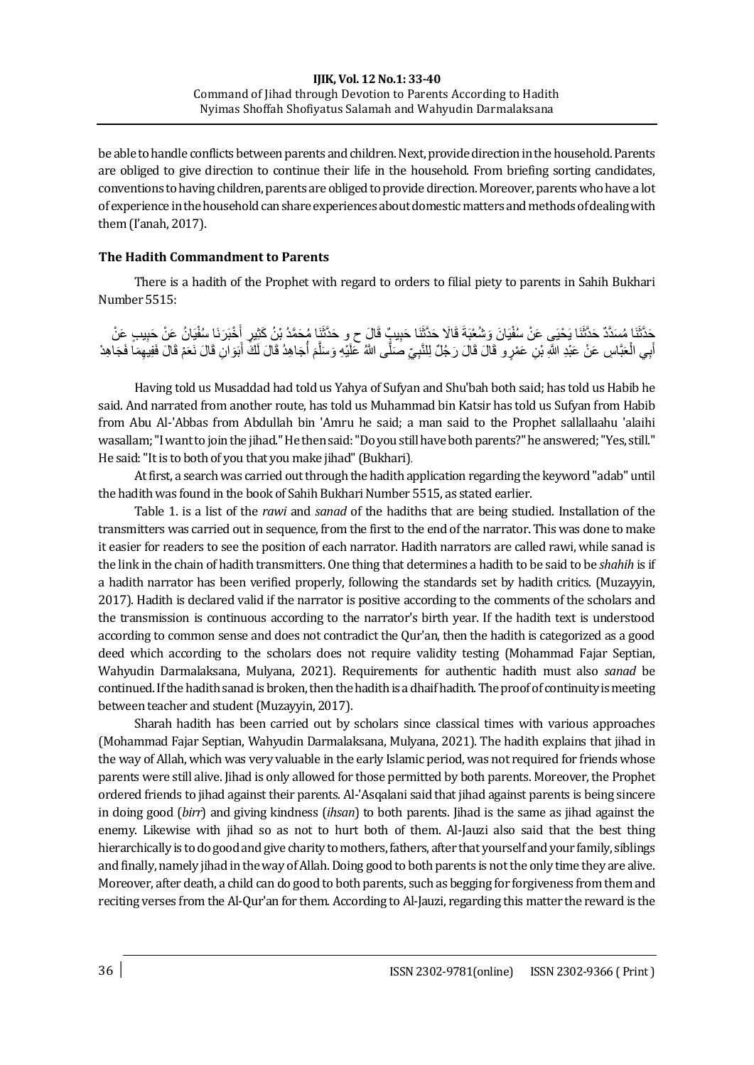be able to handle conflicts between parents and children. Next, provide direction in the household. Parents are obliged to give direction to continue their life in the household. From briefing sorting candidates, conventions to having children, parents are obliged to provide direction. Moreover, parents who have a lot of experience in the household can share experiences about domestic matters and methods of dealing with them (I'anah, 2017).

### The Hadith Commandment to Parents

There is a hadith of the Prophet with regard to orders to filial piety to parents in Sahih Bukhari Number 5515:

حَدَّثَنَا مُسَدَّدٌ حَدَّثَنَا يَحْيَى عَنْ سُفْيَانَ وَشُعْبَةَ قَالَا حَدَّثَنَا حَبِيبٌ قَالَ ح و حَدَّثَنَا مُحَمَّدُ بْنُ كَثِيرٍ أَخْبَرَنَا سُفْيَانُ عَنْ حَبِيبٍ عَنْ أَبِي الْعَبَّاسِ عَنْ عَبْدِ اللَّهِ بْنِ عَمْرٍو قَالَ قَالَ رَجُلٌ لِلنَّبِيِّ صَلَّى اللَّهُ عَلَيْهِ وَسَلَّمَ أُجَاهِدُ قَالَ لَكَ أَبَوَانِ قَالَ نَعَمْ قَالَ فَفِيهِمَا فَجَاهِدْ

Having told us Musaddad had told us Yahya of Sufyan and Shu'bah both said; has told us Habib he said. And narrated from another route, has told us Muhammad bin Katsir has told us Sufyan from Habib from Abu Al-'Abbas from Abdullah bin 'Amru he said; a man said to the Prophet sallallaahu 'alaihi wasallam; "I want to join the jihad." He then said: "Do you still have both parents?" he answered; "Yes, still." He said: "It is to both of you that you make jihad" (Bukhari).

At first, a search was carried out through the hadith application regarding the keyword "adab" until the hadith was found in the book of Sahih Bukhari Number 5515, as stated earlier.

Table 1. is a list of the *rawi* and *sanad* of the hadiths that are being studied. Installation of the transmitters was carried out in sequence, from the first to the end of the narrator. This was done to make it easier for readers to see the position of each narrator. Hadith narrators are called rawi, while sanad is the link in the chain of hadith transmitters. One thing that determines a hadith to be said to be *shahih* is if a hadith narrator has been verified properly, following the standards set by hadith critics. (Muzayyin, 2017). Hadith is declared valid if the narrator is positive according to the comments of the scholars and the transmission is continuous according to the narrator's birth year. If the hadith text is understood according to common sense and does not contradict the Qur'an, then the hadith is categorized as a good deed which according to the scholars does not require validity testing (Mohammad Fajar Septian, Wahyudin Darmalaksana, Mulyana, 2021). Requirements for authentic hadith must also *sanad* be continued. If the hadith sanad is broken, then the hadith is a dhaif hadith. The proof of continuity is meeting between teacher and student (Muzayyin, 2017).

Sharah hadith has been carried out by scholars since classical times with various approaches (Mohammad Fajar Septian, Wahyudin Darmalaksana, Mulyana, 2021). The hadith explains that jihad in the way of Allah, which was very valuable in the early Islamic period, was not required for friends whose parents were still alive. Jihad is only allowed for those permitted by both parents. Moreover, the Prophet ordered friends to jihad against their parents. Al-'Asqalani said that jihad against parents is being sincere in doing good (*birr*) and giving kindness (*ihsan*) to both parents. Jihad is the same as jihad against the enemy. Likewise with jihad so as not to hurt both of them. Al-Jauzi also said that the best thing hierarchically is to do good and give charity to mothers, fathers, after that yourself and your family, siblings and finally, namely jihad in the way of Allah. Doing good to both parents is not the only time they are alive. Moreover, after death, a child can do good to both parents, such as begging for forgiveness from them and reciting verses from the Al-Qur'an for them. According to Al-Jauzi, regarding this matter the reward is the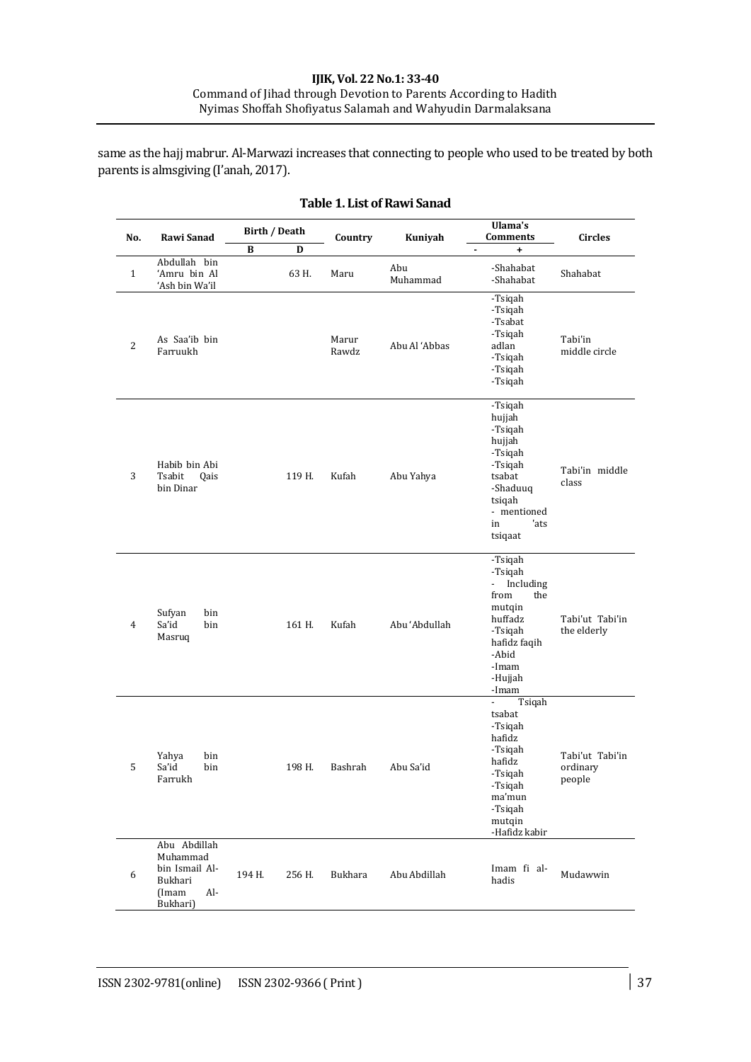same as the hajj mabrur. Al-Marwazi increases that connecting to people who used to be treated by both parents is almsgiving (I'anah, 2017).

**Table 1. List of Rawi Sanad**

| No. | Rawi Sanad | Birth / Death | | Country | Kuniyah | Ulama's Comments | | Circles |
|---|---|---|---|---|---|---|---|---|
| | | B | D | | | - | + | |
| 1 | Abdullah bin 'Amru bin Al 'Ash bin Wa'il | | 63 H. | Maru | Abu Muhammad | | -Shahabat -Shahabat | Shahabat |
| 2 | As Saa'ib bin Farruukh | | | Marur Rawdz | Abu Al 'Abbas | | -Tsiqah -Tsiqah -Tsabat -Tsiqah adlan -Tsiqah -Tsiqah -Tsiqah | Tabi'in middle circle |
| 3 | Habib bin Abi Tsabit Qais bin Dinar | | 119 H. | Kufah | Abu Yahya | | -Tsiqah hujjah -Tsiqah hujjah -Tsiqah -Tsiqah tsabat -Shaduuq tsiqah - mentioned in 'ats tsiqaat | Tabi'in middle class |
| 4 | Sufyan bin Sa'id bin Masruq | | 161 H. | Kufah | Abu 'Abdullah | | -Tsiqah -Tsiqah - Including from the mutqin huffadz -Tsiqah hafidz faqih -Abid -Imam -Hujjah -Imam | Tabi'ut Tabi'in the elderly |
| 5 | Yahya bin Sa'id bin Farrukh | | 198 H. | Bashrah | Abu Sa'id | | - Tsiqah tsabat -Tsiqah hafidz -Tsiqah hafidz -Tsiqah -Tsiqah ma'mun -Tsiqah mutqin -Hafidz kabir | Tabi'ut Tabi'in ordinary people |
| 6 | Abu Abdillah Muhammad bin Ismail Al-Bukhari (Imam Al-Bukhari) | 194 H. | 256 H. | Bukhara | Abu Abdillah | | Imam fi al-hadis | Mudawwin |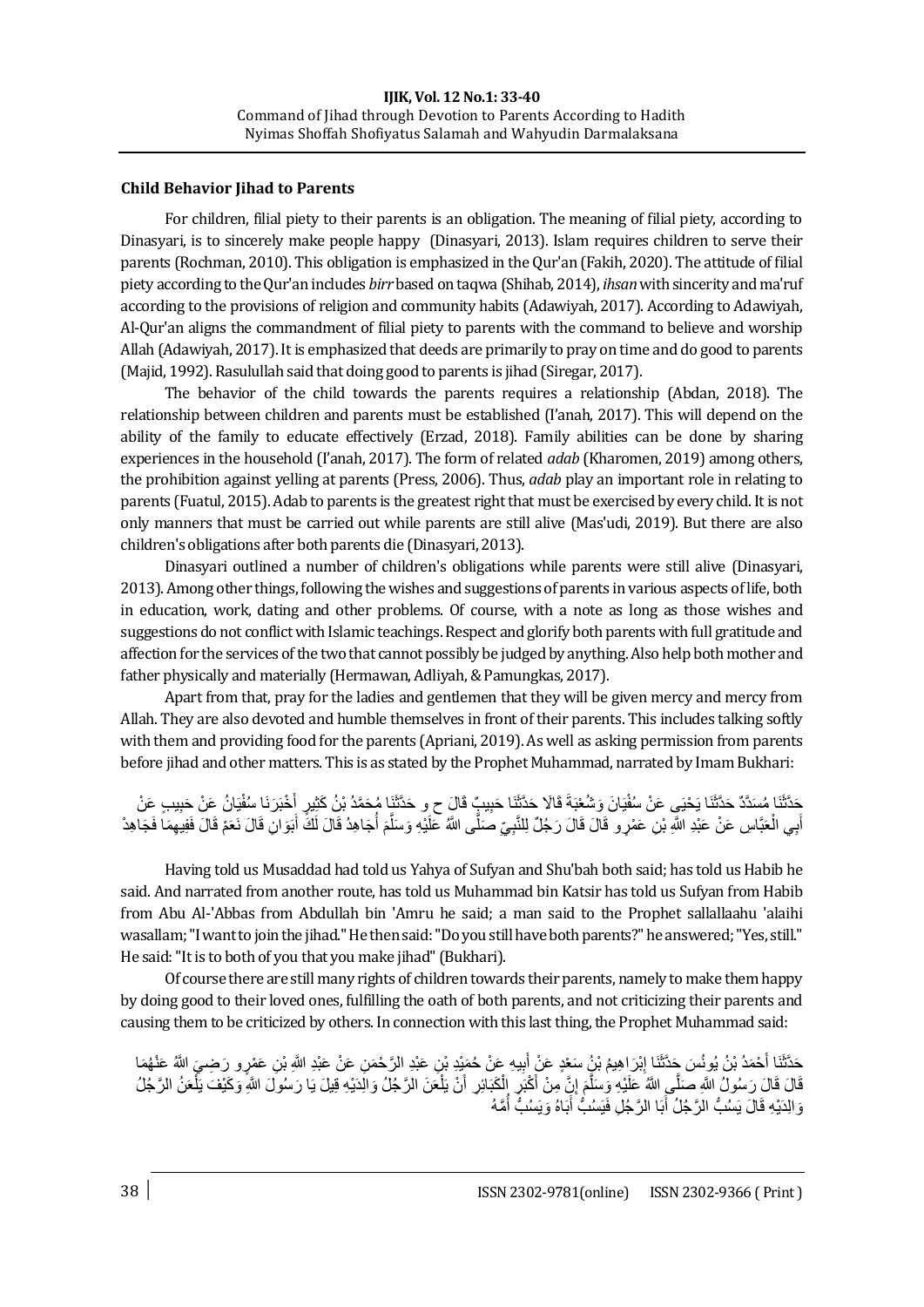### Child Behavior Jihad to Parents

For children, filial piety to their parents is an obligation. The meaning of filial piety, according to Dinasyari, is to sincerely make people happy (Dinasyari, 2013). Islam requires children to serve their parents (Rochman, 2010). This obligation is emphasized in the Qur'an (Fakih, 2020). The attitude of filial piety according to the Qur'an includes *birr* based on taqwa (Shihab, 2014), *ihsan* with sincerity and ma'ruf according to the provisions of religion and community habits (Adawiyah, 2017). According to Adawiyah, Al-Qur'an aligns the commandment of filial piety to parents with the command to believe and worship Allah (Adawiyah, 2017). It is emphasized that deeds are primarily to pray on time and do good to parents (Majid, 1992). Rasulullah said that doing good to parents is jihad (Siregar, 2017).

The behavior of the child towards the parents requires a relationship (Abdan, 2018). The relationship between children and parents must be established (I'anah, 2017). This will depend on the ability of the family to educate effectively (Erzad, 2018). Family abilities can be done by sharing experiences in the household (I'anah, 2017). The form of related *adab* (Kharomen, 2019) among others, the prohibition against yelling at parents (Press, 2006). Thus, *adab* play an important role in relating to parents (Fuatul, 2015). Adab to parents is the greatest right that must be exercised by every child. It is not only manners that must be carried out while parents are still alive (Mas'udi, 2019). But there are also children's obligations after both parents die (Dinasyari, 2013).

Dinasyari outlined a number of children's obligations while parents were still alive (Dinasyari, 2013). Among other things, following the wishes and suggestions of parents in various aspects of life, both in education, work, dating and other problems. Of course, with a note as long as those wishes and suggestions do not conflict with Islamic teachings. Respect and glorify both parents with full gratitude and affection for the services of the two that cannot possibly be judged by anything. Also help both mother and father physically and materially (Hermawan, Adliyah, & Pamungkas, 2017).

Apart from that, pray for the ladies and gentlemen that they will be given mercy and mercy from Allah. They are also devoted and humble themselves in front of their parents. This includes talking softly with them and providing food for the parents (Apriani, 2019). As well as asking permission from parents before jihad and other matters. This is as stated by the Prophet Muhammad, narrated by Imam Bukhari:

حَدَّثَنَا مُسَدَّدٌ حَدَّثَنَا يَحْيَى عَنْ سُفْيَانَ وَشُعْبَةَ قَالَا حَدَّثَنَا حَبِيبٌ قَالَ ح و حَدَّثَنَا مُحَمَّدُ بْنُ كَثِيرٍ أَخْبَرَنَا سُفْيَانُ عَنْ حَبِيبٍ عَنْ أَبِي الْعَبَّاسِ عَنْ عَبْدِ اللَّهِ بْنِ عَمْرٍو قَالَ قَالَ رَجُلٌ لِلنَّبِيِّ صَلَّى اللَّهُ عَلَيْهِ وَسَلَّمَ أُجَاهِدُ قَالَ لَكَ أَبَوَانِ قَالَ نَعَمْ قَالَ فَفِيهِمَا فَجَاهِدْ

Having told us Musaddad had told us Yahya of Sufyan and Shu'bah both said; has told us Habib he said. And narrated from another route, has told us Muhammad bin Katsir has told us Sufyan from Habib from Abu Al-'Abbas from Abdullah bin 'Amru he said; a man said to the Prophet sallallaahu 'alaihi wasallam; "I want to join the jihad." He then said: "Do you still have both parents?" he answered; "Yes, still." He said: "It is to both of you that you make jihad" (Bukhari).

Of course there are still many rights of children towards their parents, namely to make them happy by doing good to their loved ones, fulfilling the oath of both parents, and not criticizing their parents and causing them to be criticized by others. In connection with this last thing, the Prophet Muhammad said:

حَدَّثَنَا أَحْمَدُ بْنُ يُونُسَ حَدَّثَنَا إِبْرَاهِيمُ بْنُ سَعْدٍ عَنْ أَبِيهِ عَنْ حُمَيْدِ بْنِ عَبْدِ الرَّحْمَنِ عَنْ عَبْدِ اللَّهِ بْنِ عَمْرٍو رَضِيَ اللَّهُ عَنْهُمَا قَالَ قَالَ رَسُولُ اللَّهِ صَلَّى اللَّهُ عَلَيْهِ وَسَلَّمَ إِنَّ مِنْ أَكْبَرِ الْكَبَائِرِ أَنْ يَلْعَنَ الرَّجُلُ وَالِدَيْهِ قِيلَ يَا رَسُولَ اللَّهِ وَكَيْفَ يَلْعَنُ الرَّجُلُ وَالِدَيْهِ قَالَ يَسُبُّ الرَّجُلُ أَبَا الرَّجُلِ فَيَسُبُّ أَبَاهُ وَيَسُبُّ أُمَّهُ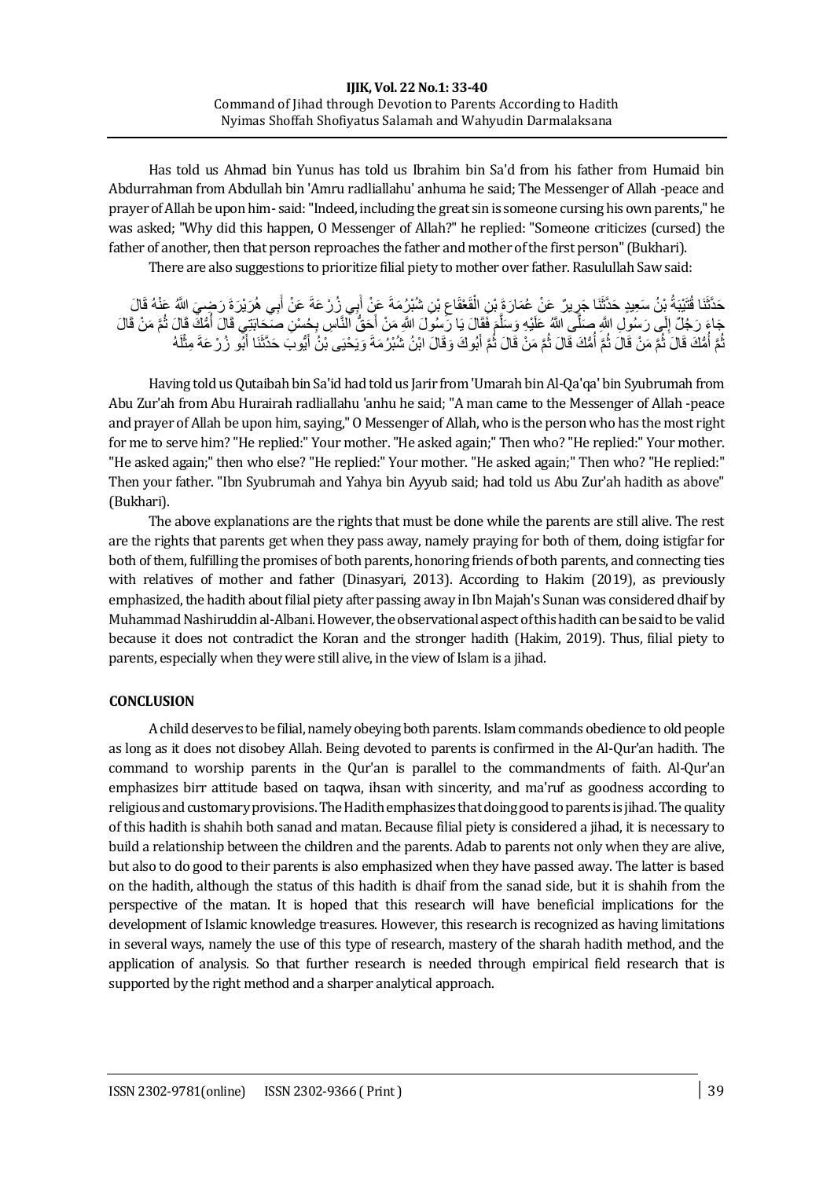Has told us Ahmad bin Yunus has told us Ibrahim bin Sa'd from his father from Humaid bin Abdurrahman from Abdullah bin 'Amru radliallahu' anhuma he said; The Messenger of Allah -peace and prayer of Allah be upon him- said: "Indeed, including the great sin is someone cursing his own parents," he was asked; "Why did this happen, O Messenger of Allah?" he replied: "Someone criticizes (cursed) the father of another, then that person reproaches the father and mother of the first person" (Bukhari).

There are also suggestions to prioritize filial piety to mother over father. Rasulullah Saw said:

حَدَّثَنَا قُتَيْبَةُ بْنُ سَعِيدٍ حَدَّثَنَا جَرِيرٌ عَنْ عُمَارَةَ بْنِ الْقَعْقَاعِ بْنِ شُبْرُمَةَ عَنْ أَبِي زُرْعَةَ عَنْ أَبِي هُرَيْرَةَ رَضِيَ اللَّهُ عَنْهُ قَالَ جَاءَ رَجُلٌ إِلَى رَسُولِ اللَّهِ صَلَّى اللَّهُ عَلَيْهِ وَسَلَّمَ فَقَالَ يَا رَسُولَ اللَّهِ مَنْ أَحَقُّ النَّاسِ بِحُسْنِ صَحَابَتِي قَالَ أُمُّكَ قَالَ ثُمَّ مَنْ قَالَ ثُمَّ أُمُّكَ قَالَ ثُمَّ مَنْ قَالَ ثُمَّ أُمُّكَ قَالَ ثُمَّ مَنْ قَالَ ثُمَّ أَبُوكَ وَقَالَ ابْنُ شُبْرُمَةَ وَيَحْيَى بْنُ أَيُّوبَ حَدَّثَنَا أَبُو زُرْعَةَ مِثْلَهُ

Having told us Qutaibah bin Sa'id had told us Jarir from 'Umarah bin Al-Qa'qa' bin Syubrumah from Abu Zur'ah from Abu Hurairah radliallahu 'anhu he said; "A man came to the Messenger of Allah -peace and prayer of Allah be upon him, saying," O Messenger of Allah, who is the person who has the most right for me to serve him? "He replied:" Your mother. "He asked again;" Then who? "He replied:" Your mother. "He asked again;" then who else? "He replied:" Your mother. "He asked again;" Then who? "He replied:" Then your father. "Ibn Syubrumah and Yahya bin Ayyub said; had told us Abu Zur'ah hadith as above" (Bukhari).

The above explanations are the rights that must be done while the parents are still alive. The rest are the rights that parents get when they pass away, namely praying for both of them, doing istigfar for both of them, fulfilling the promises of both parents, honoring friends of both parents, and connecting ties with relatives of mother and father (Dinasyari, 2013). According to Hakim (2019), as previously emphasized, the hadith about filial piety after passing away in Ibn Majah's Sunan was considered dhaif by Muhammad Nashiruddin al-Albani. However, the observational aspect of this hadith can be said to be valid because it does not contradict the Koran and the stronger hadith (Hakim, 2019). Thus, filial piety to parents, especially when they were still alive, in the view of Islam is a jihad.

## CONCLUSION

A child deserves to be filial, namely obeying both parents. Islam commands obedience to old people as long as it does not disobey Allah. Being devoted to parents is confirmed in the Al-Qur'an hadith. The command to worship parents in the Qur'an is parallel to the commandments of faith. Al-Qur'an emphasizes birr attitude based on taqwa, ihsan with sincerity, and ma'ruf as goodness according to religious and customary provisions. The Hadith emphasizes that doing good to parents is jihad. The quality of this hadith is shahih both sanad and matan. Because filial piety is considered a jihad, it is necessary to build a relationship between the children and the parents. Adab to parents not only when they are alive, but also to do good to their parents is also emphasized when they have passed away. The latter is based on the hadith, although the status of this hadith is dhaif from the sanad side, but it is shahih from the perspective of the matan. It is hoped that this research will have beneficial implications for the development of Islamic knowledge treasures. However, this research is recognized as having limitations in several ways, namely the use of this type of research, mastery of the sharah hadith method, and the application of analysis. So that further research is needed through empirical field research that is supported by the right method and a sharper analytical approach.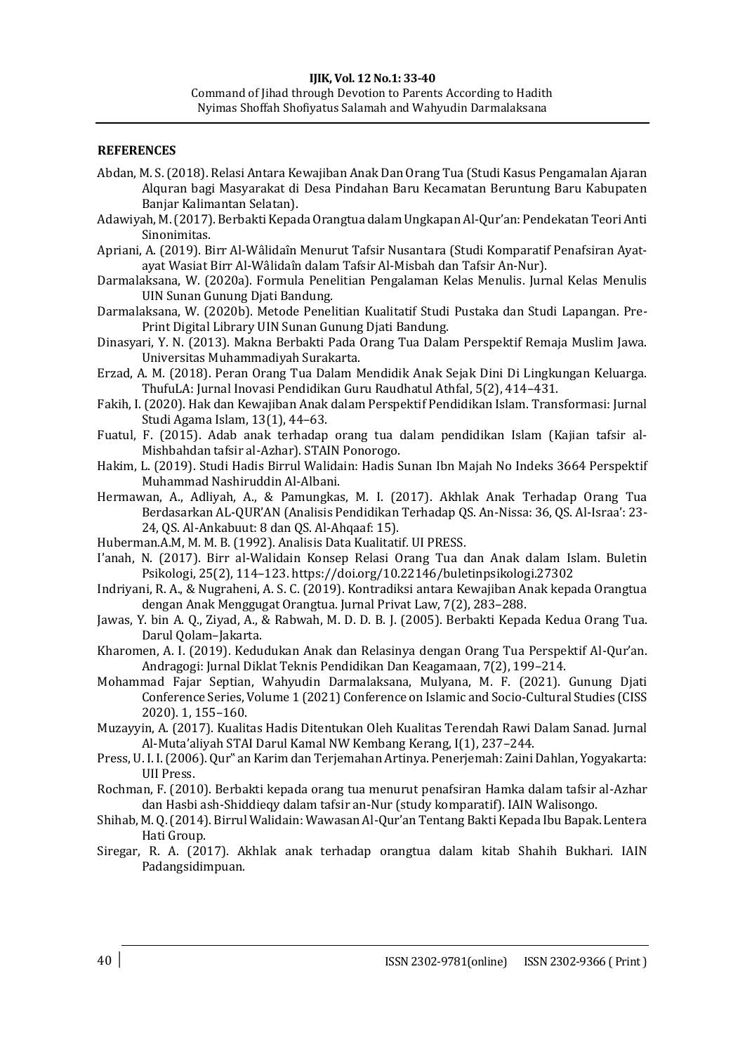**REFERENCES**

Abdan, M. S. (2018). Relasi Antara Kewajiban Anak Dan Orang Tua (Studi Kasus Pengamalan Ajaran Alquran bagi Masyarakat di Desa Pindahan Baru Kecamatan Beruntung Baru Kabupaten Banjar Kalimantan Selatan).

Adawiyah, M. (2017). Berbakti Kepada Orangtua dalam Ungkapan Al-Qur'an: Pendekatan Teori Anti Sinonimitas.

Apriani, A. (2019). Birr Al-Wâlidaîn Menurut Tafsir Nusantara (Studi Komparatif Penafsiran Ayat-ayat Wasiat Birr Al-Wâlidaîn dalam Tafsir Al-Misbah dan Tafsir An-Nur).

Darmalaksana, W. (2020a). Formula Penelitian Pengalaman Kelas Menulis. Jurnal Kelas Menulis UIN Sunan Gunung Djati Bandung.

Darmalaksana, W. (2020b). Metode Penelitian Kualitatif Studi Pustaka dan Studi Lapangan. Pre-Print Digital Library UIN Sunan Gunung Djati Bandung.

Dinasyari, Y. N. (2013). Makna Berbakti Pada Orang Tua Dalam Perspektif Remaja Muslim Jawa. Universitas Muhammadiyah Surakarta.

Erzad, A. M. (2018). Peran Orang Tua Dalam Mendidik Anak Sejak Dini Di Lingkungan Keluarga. ThufuLA: Jurnal Inovasi Pendidikan Guru Raudhatul Athfal, 5(2), 414–431.

Fakih, I. (2020). Hak dan Kewajiban Anak dalam Perspektif Pendidikan Islam. Transformasi: Jurnal Studi Agama Islam, 13(1), 44–63.

Fuatul, F. (2015). Adab anak terhadap orang tua dalam pendidikan Islam (Kajian tafsir al-Mishbahdan tafsir al-Azhar). STAIN Ponorogo.

Hakim, L. (2019). Studi Hadis Birrul Walidain: Hadis Sunan Ibn Majah No Indeks 3664 Perspektif Muhammad Nashiruddin Al-Albani.

Hermawan, A., Adliyah, A., & Pamungkas, M. I. (2017). Akhlak Anak Terhadap Orang Tua Berdasarkan AL-QUR'AN (Analisis Pendidikan Terhadap QS. An-Nissa: 36, QS. Al-Israa': 23-24, QS. Al-Ankabuut: 8 dan QS. Al-Ahqaaf: 15).

Huberman.A.M, M. M. B. (1992). Analisis Data Kualitatif. UI PRESS.

I'anah, N. (2017). Birr al-Walidain Konsep Relasi Orang Tua dan Anak dalam Islam. Buletin Psikologi, 25(2), 114–123. https://doi.org/10.22146/buletinpsikologi.27302

Indriyani, R. A., & Nugraheni, A. S. C. (2019). Kontradiksi antara Kewajiban Anak kepada Orangtua dengan Anak Menggugat Orangtua. Jurnal Privat Law, 7(2), 283–288.

Jawas, Y. bin A. Q., Ziyad, A., & Rabwah, M. D. D. B. J. (2005). Berbakti Kepada Kedua Orang Tua. Darul Qolam–Jakarta.

Kharomen, A. I. (2019). Kedudukan Anak dan Relasinya dengan Orang Tua Perspektif Al-Qur'an. Andragogi: Jurnal Diklat Teknis Pendidikan Dan Keagamaan, 7(2), 199–214.

Mohammad Fajar Septian, Wahyudin Darmalaksana, Mulyana, M. F. (2021). Gunung Djati Conference Series, Volume 1 (2021) Conference on Islamic and Socio-Cultural Studies (CISS 2020). 1, 155–160.

Muzayyin, A. (2017). Kualitas Hadis Ditentukan Oleh Kualitas Terendah Rawi Dalam Sanad. Jurnal Al-Muta'aliyah STAI Darul Kamal NW Kembang Kerang, I(1), 237–244.

Press, U. I. I. (2006). Qur" an Karim dan Terjemahan Artinya. Penerjemah: Zaini Dahlan, Yogyakarta: UII Press.

Rochman, F. (2010). Berbakti kepada orang tua menurut penafsiran Hamka dalam tafsir al-Azhar dan Hasbi ash-Shiddieqy dalam tafsir an-Nur (study komparatif). IAIN Walisongo.

Shihab, M. Q. (2014). Birrul Walidain: Wawasan Al-Qur'an Tentang Bakti Kepada Ibu Bapak. Lentera Hati Group.

Siregar, R. A. (2017). Akhlak anak terhadap orangtua dalam kitab Shahih Bukhari. IAIN Padangsidimpuan.